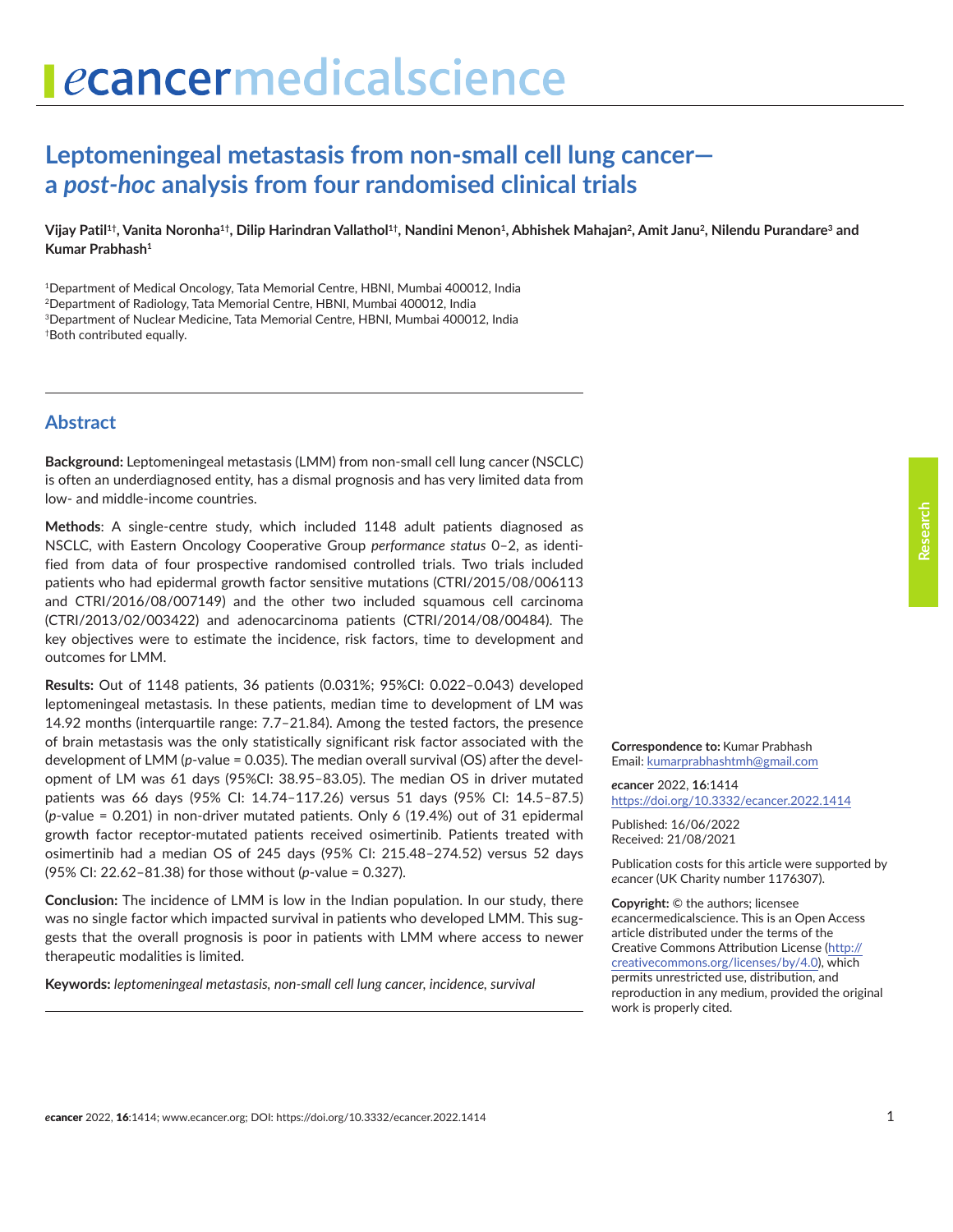# Leptomeningeal metastasis from non-small cell lung cancer—a *post-hoc* analysis from four randomised clinical trials

**Vijay Patil[1†], Vanita Noronha[1†], Dilip Harindran Vallathol[1†], Nandini Menon[1], Abhishek Mahajan[2], Amit Janu[2], Nilendu Purandare[3] and Kumar Prabhash[1]**

[1]Department of Medical Oncology, Tata Memorial Centre, HBNI, Mumbai 400012, India
[2]Department of Radiology, Tata Memorial Centre, HBNI, Mumbai 400012, India
[3]Department of Nuclear Medicine, Tata Memorial Centre, HBNI, Mumbai 400012, India
[†]Both contributed equally.

## Abstract

**Background:** Leptomeningeal metastasis (LMM) from non-small cell lung cancer (NSCLC) is often an underdiagnosed entity, has a dismal prognosis and has very limited data from low- and middle-income countries.

**Methods**: A single-centre study, which included 1148 adult patients diagnosed as NSCLC, with Eastern Oncology Cooperative Group *performance status* 0–2, as identified from data of four prospective randomised controlled trials. Two trials included patients who had epidermal growth factor sensitive mutations (CTRI/2015/08/006113 and CTRI/2016/08/007149) and the other two included squamous cell carcinoma (CTRI/2013/02/003422) and adenocarcinoma patients (CTRI/2014/08/00484). The key objectives were to estimate the incidence, risk factors, time to development and outcomes for LMM.

**Results:** Out of 1148 patients, 36 patients (0.031%; 95%CI: 0.022–0.043) developed leptomeningeal metastasis. In these patients, median time to development of LM was 14.92 months (interquartile range: 7.7–21.84). Among the tested factors, the presence of brain metastasis was the only statistically significant risk factor associated with the development of LMM (*p*-value = 0.035). The median overall survival (OS) after the development of LM was 61 days (95%CI: 38.95–83.05). The median OS in driver mutated patients was 66 days (95% CI: 14.74–117.26) versus 51 days (95% CI: 14.5–87.5) (*p*-value = 0.201) in non-driver mutated patients. Only 6 (19.4%) out of 31 epidermal growth factor receptor-mutated patients received osimertinib. Patients treated with osimertinib had a median OS of 245 days (95% CI: 215.48–274.52) versus 52 days (95% CI: 22.62–81.38) for those without (*p*-value = 0.327).

**Conclusion:** The incidence of LMM is low in the Indian population. In our study, there was no single factor which impacted survival in patients who developed LMM. This suggests that the overall prognosis is poor in patients with LMM where access to newer therapeutic modalities is limited.

**Keywords:** *leptomeningeal metastasis, non-small cell lung cancer, incidence, survival*

**Correspondence to:** Kumar Prabhash
Email: kumarprabhashtmh@gmail.com

*e*cancer 2022, **16**:1414
https://doi.org/10.3332/ecancer.2022.1414

Published: 16/06/2022
Received: 21/08/2021

Publication costs for this article were supported by *e*cancer (UK Charity number 1176307).

**Copyright:** © the authors; licensee *e*cancermedicalscience. This is an Open Access article distributed under the terms of the Creative Commons Attribution License (http://creativecommons.org/licenses/by/4.0), which permits unrestricted use, distribution, and reproduction in any medium, provided the original work is properly cited.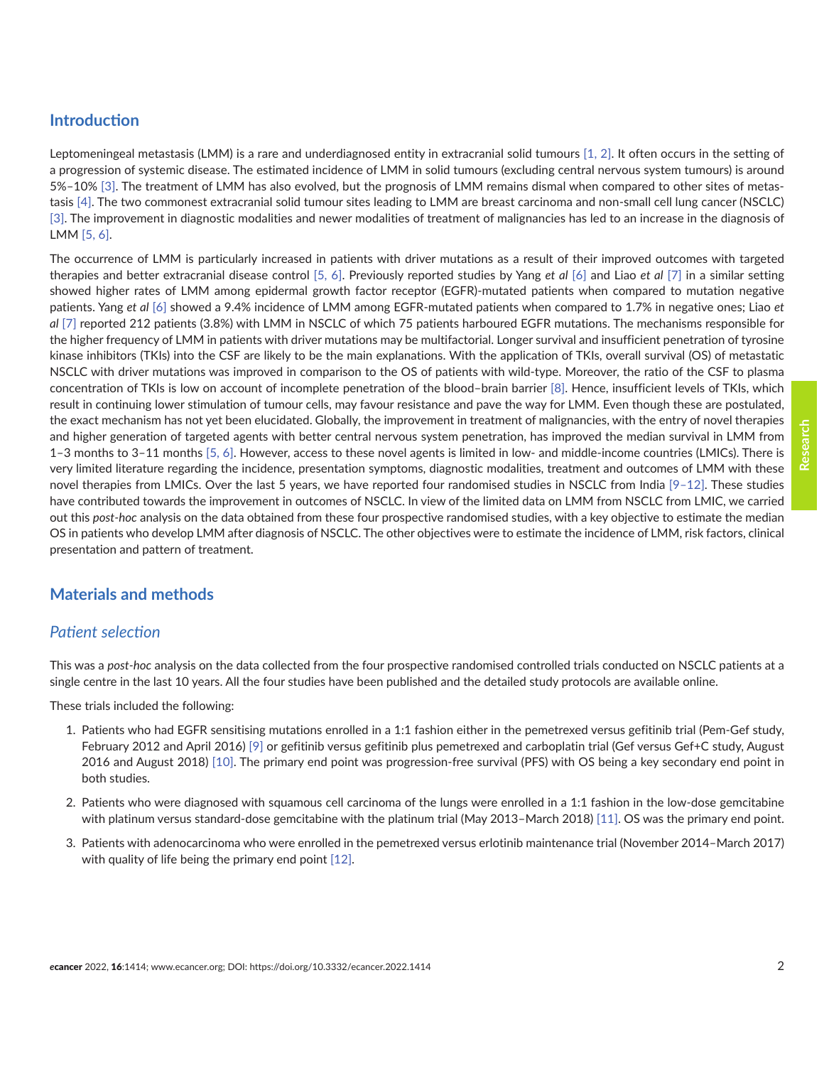## Introduction

Leptomeningeal metastasis (LMM) is a rare and underdiagnosed entity in extracranial solid tumours [1, 2]. It often occurs in the setting of a progression of systemic disease. The estimated incidence of LMM in solid tumours (excluding central nervous system tumours) is around 5%–10% [3]. The treatment of LMM has also evolved, but the prognosis of LMM remains dismal when compared to other sites of metastasis [4]. The two commonest extracranial solid tumour sites leading to LMM are breast carcinoma and non-small cell lung cancer (NSCLC) [3]. The improvement in diagnostic modalities and newer modalities of treatment of malignancies has led to an increase in the diagnosis of LMM [5, 6].

The occurrence of LMM is particularly increased in patients with driver mutations as a result of their improved outcomes with targeted therapies and better extracranial disease control [5, 6]. Previously reported studies by Yang *et al* [6] and Liao *et al* [7] in a similar setting showed higher rates of LMM among epidermal growth factor receptor (EGFR)-mutated patients when compared to mutation negative patients. Yang *et al* [6] showed a 9.4% incidence of LMM among EGFR-mutated patients when compared to 1.7% in negative ones; Liao *et al* [7] reported 212 patients (3.8%) with LMM in NSCLC of which 75 patients harboured EGFR mutations. The mechanisms responsible for the higher frequency of LMM in patients with driver mutations may be multifactorial. Longer survival and insufficient penetration of tyrosine kinase inhibitors (TKIs) into the CSF are likely to be the main explanations. With the application of TKIs, overall survival (OS) of metastatic NSCLC with driver mutations was improved in comparison to the OS of patients with wild-type. Moreover, the ratio of the CSF to plasma concentration of TKIs is low on account of incomplete penetration of the blood–brain barrier [8]. Hence, insufficient levels of TKIs, which result in continuing lower stimulation of tumour cells, may favour resistance and pave the way for LMM. Even though these are postulated, the exact mechanism has not yet been elucidated. Globally, the improvement in treatment of malignancies, with the entry of novel therapies and higher generation of targeted agents with better central nervous system penetration, has improved the median survival in LMM from 1–3 months to 3–11 months [5, 6]. However, access to these novel agents is limited in low- and middle-income countries (LMICs). There is very limited literature regarding the incidence, presentation symptoms, diagnostic modalities, treatment and outcomes of LMM with these novel therapies from LMICs. Over the last 5 years, we have reported four randomised studies in NSCLC from India [9–12]. These studies have contributed towards the improvement in outcomes of NSCLC. In view of the limited data on LMM from NSCLC from LMIC, we carried out this *post-hoc* analysis on the data obtained from these four prospective randomised studies, with a key objective to estimate the median OS in patients who develop LMM after diagnosis of NSCLC. The other objectives were to estimate the incidence of LMM, risk factors, clinical presentation and pattern of treatment.

## Materials and methods

### *Patient selection*

This was a *post-hoc* analysis on the data collected from the four prospective randomised controlled trials conducted on NSCLC patients at a single centre in the last 10 years. All the four studies have been published and the detailed study protocols are available online.

These trials included the following:

1. Patients who had EGFR sensitising mutations enrolled in a 1:1 fashion either in the pemetrexed versus gefitinib trial (Pem-Gef study, February 2012 and April 2016) [9] or gefitinib versus gefitinib plus pemetrexed and carboplatin trial (Gef versus Gef+C study, August 2016 and August 2018) [10]. The primary end point was progression-free survival (PFS) with OS being a key secondary end point in both studies.
2. Patients who were diagnosed with squamous cell carcinoma of the lungs were enrolled in a 1:1 fashion in the low-dose gemcitabine with platinum versus standard-dose gemcitabine with the platinum trial (May 2013–March 2018) [11]. OS was the primary end point.
3. Patients with adenocarcinoma who were enrolled in the pemetrexed versus erlotinib maintenance trial (November 2014–March 2017) with quality of life being the primary end point [12].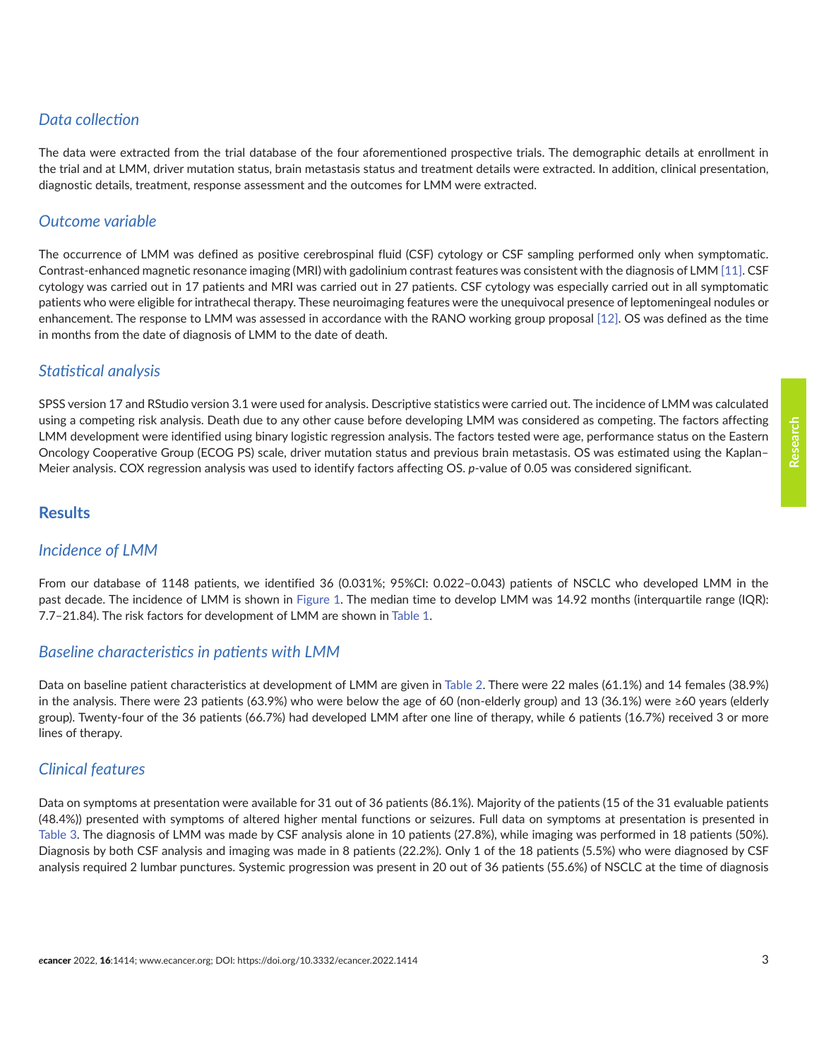### *Data collection*

The data were extracted from the trial database of the four aforementioned prospective trials. The demographic details at enrollment in the trial and at LMM, driver mutation status, brain metastasis status and treatment details were extracted. In addition, clinical presentation, diagnostic details, treatment, response assessment and the outcomes for LMM were extracted.

### *Outcome variable*

The occurrence of LMM was defined as positive cerebrospinal fluid (CSF) cytology or CSF sampling performed only when symptomatic. Contrast-enhanced magnetic resonance imaging (MRI) with gadolinium contrast features was consistent with the diagnosis of LMM [11]. CSF cytology was carried out in 17 patients and MRI was carried out in 27 patients. CSF cytology was especially carried out in all symptomatic patients who were eligible for intrathecal therapy. These neuroimaging features were the unequivocal presence of leptomeningeal nodules or enhancement. The response to LMM was assessed in accordance with the RANO working group proposal [12]. OS was defined as the time in months from the date of diagnosis of LMM to the date of death.

### *Statistical analysis*

SPSS version 17 and RStudio version 3.1 were used for analysis. Descriptive statistics were carried out. The incidence of LMM was calculated using a competing risk analysis. Death due to any other cause before developing LMM was considered as competing. The factors affecting LMM development were identified using binary logistic regression analysis. The factors tested were age, performance status on the Eastern Oncology Cooperative Group (ECOG PS) scale, driver mutation status and previous brain metastasis. OS was estimated using the Kaplan–Meier analysis. COX regression analysis was used to identify factors affecting OS. *p*-value of 0.05 was considered significant.

## Results

### *Incidence of LMM*

From our database of 1148 patients, we identified 36 (0.031%; 95%CI: 0.022–0.043) patients of NSCLC who developed LMM in the past decade. The incidence of LMM is shown in Figure 1. The median time to develop LMM was 14.92 months (interquartile range (IQR): 7.7–21.84). The risk factors for development of LMM are shown in Table 1.

### *Baseline characteristics in patients with LMM*

Data on baseline patient characteristics at development of LMM are given in Table 2. There were 22 males (61.1%) and 14 females (38.9%) in the analysis. There were 23 patients (63.9%) who were below the age of 60 (non-elderly group) and 13 (36.1%) were ≥60 years (elderly group). Twenty-four of the 36 patients (66.7%) had developed LMM after one line of therapy, while 6 patients (16.7%) received 3 or more lines of therapy.

### *Clinical features*

Data on symptoms at presentation were available for 31 out of 36 patients (86.1%). Majority of the patients (15 of the 31 evaluable patients (48.4%)) presented with symptoms of altered higher mental functions or seizures. Full data on symptoms at presentation is presented in Table 3. The diagnosis of LMM was made by CSF analysis alone in 10 patients (27.8%), while imaging was performed in 18 patients (50%). Diagnosis by both CSF analysis and imaging was made in 8 patients (22.2%). Only 1 of the 18 patients (5.5%) who were diagnosed by CSF analysis required 2 lumbar punctures. Systemic progression was present in 20 out of 36 patients (55.6%) of NSCLC at the time of diagnosis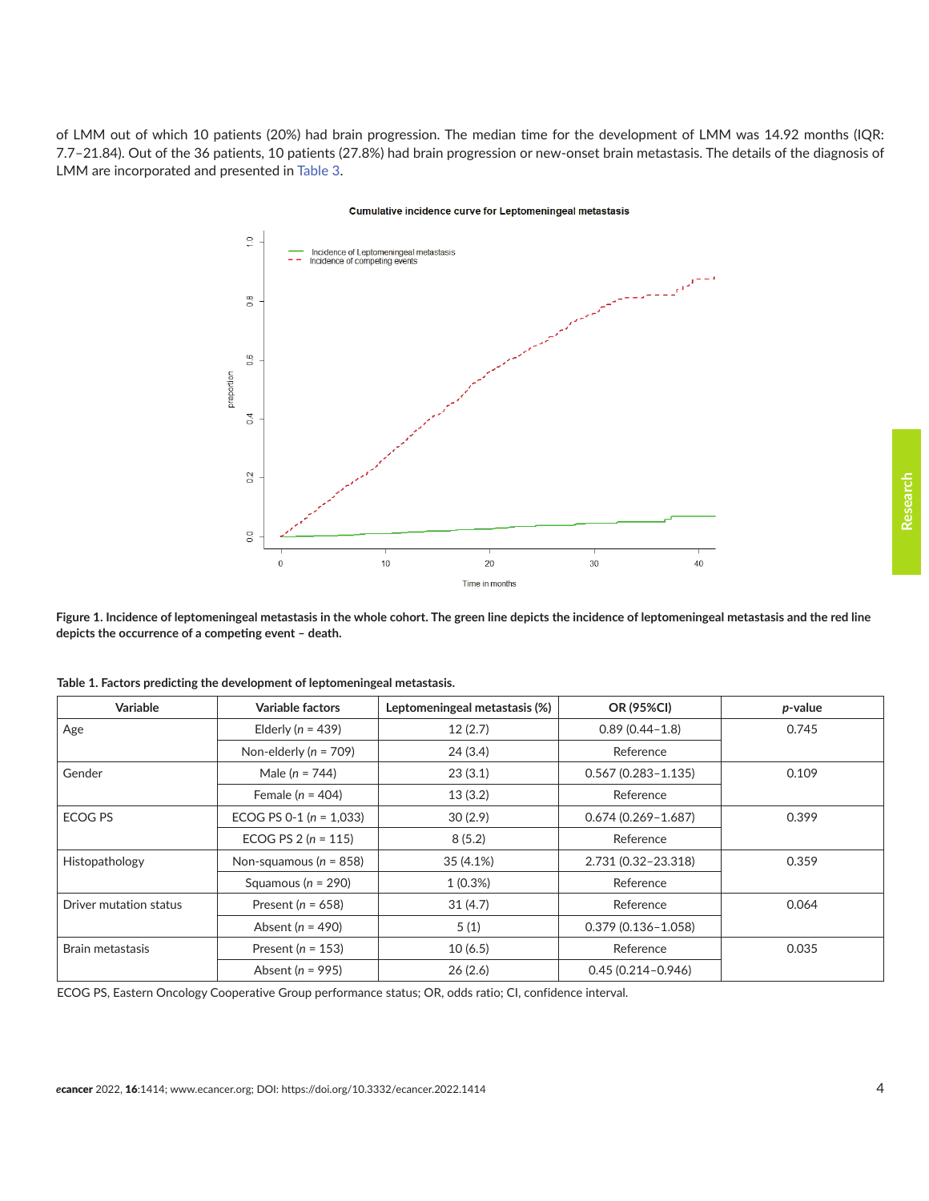of LMM out of which 10 patients (20%) had brain progression. The median time for the development of LMM was 14.92 months (IQR: 7.7–21.84). Out of the 36 patients, 10 patients (27.8%) had brain progression or new-onset brain metastasis. The details of the diagnosis of LMM are incorporated and presented in Table 3.

**Figure 1. Incidence of leptomeningeal metastasis in the whole cohort. The green line depicts the incidence of leptomeningeal metastasis and the red line depicts the occurrence of a competing event – death.**

**Table 1. Factors predicting the development of leptomeningeal metastasis.**

| Variable | Variable factors | Leptomeningeal metastasis (%) | OR (95%CI) | *p*-value |
|---|---|---|---|---|
| Age | Elderly (*n* = 439) | 12 (2.7) | 0.89 (0.44–1.8) | 0.745 |
| | Non-elderly (*n* = 709) | 24 (3.4) | Reference | |
| Gender | Male (*n* = 744) | 23 (3.1) | 0.567 (0.283–1.135) | 0.109 |
| | Female (*n* = 404) | 13 (3.2) | Reference | |
| ECOG PS | ECOG PS 0-1 (*n* = 1,033) | 30 (2.9) | 0.674 (0.269–1.687) | 0.399 |
| | ECOG PS 2 (*n* = 115) | 8 (5.2) | Reference | |
| Histopathology | Non-squamous (*n* = 858) | 35 (4.1%) | 2.731 (0.32–23.318) | 0.359 |
| | Squamous (*n* = 290) | 1 (0.3%) | Reference | |
| Driver mutation status | Present (*n* = 658) | 31 (4.7) | Reference | 0.064 |
| | Absent (*n* = 490) | 5 (1) | 0.379 (0.136–1.058) | |
| Brain metastasis | Present (*n* = 153) | 10 (6.5) | Reference | 0.035 |
| | Absent (*n* = 995) | 26 (2.6) | 0.45 (0.214–0.946) | |

ECOG PS, Eastern Oncology Cooperative Group performance status; OR, odds ratio; CI, confidence interval.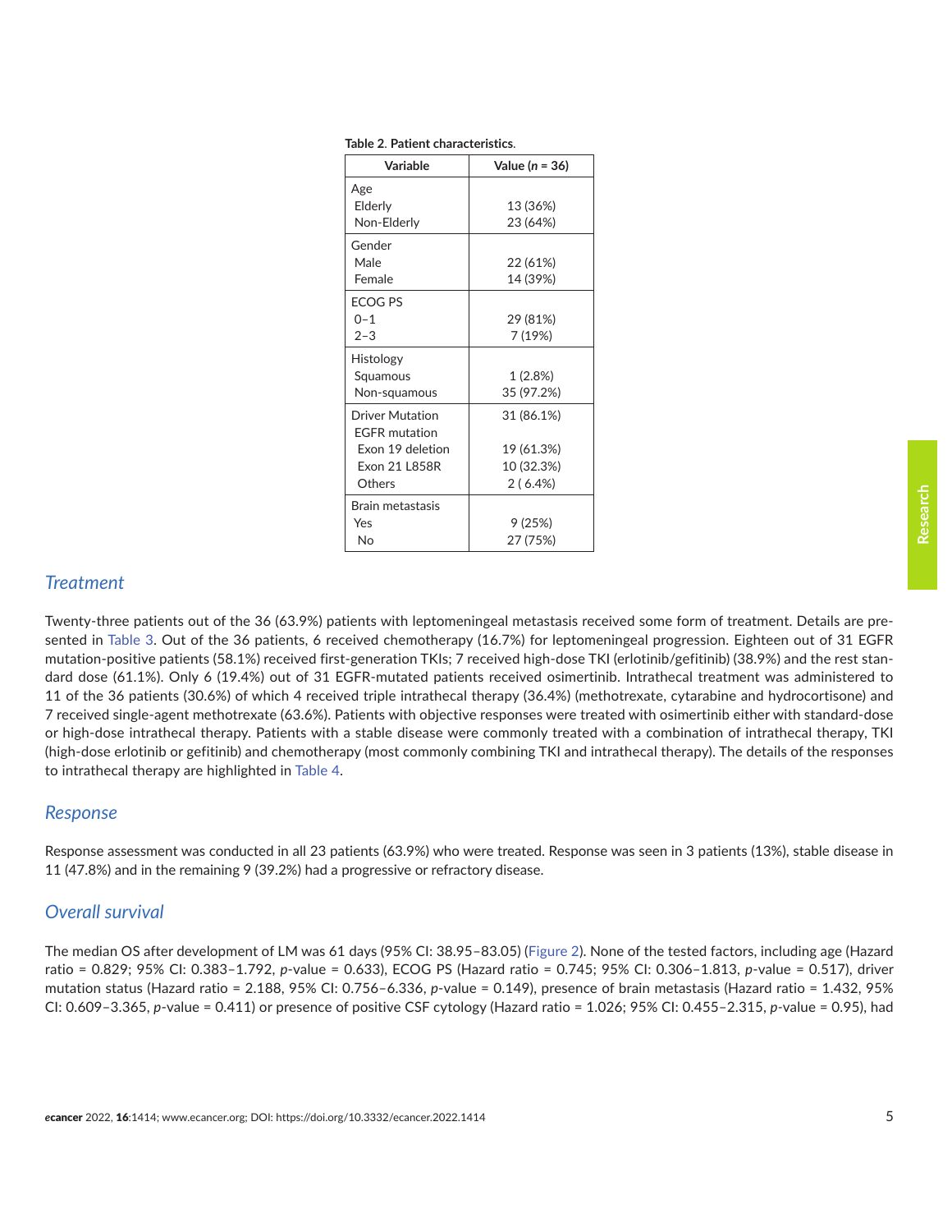**Table 2. Patient characteristics.**

| Variable | Value (*n* = 36) |
|---|---|
| Age | |
| Elderly | 13 (36%) |
| Non-Elderly | 23 (64%) |
| Gender | |
| Male | 22 (61%) |
| Female | 14 (39%) |
| ECOG PS | |
| 0–1 | 29 (81%) |
| 2–3 | 7 (19%) |
| Histology | |
| Squamous | 1 (2.8%) |
| Non-squamous | 35 (97.2%) |
| Driver Mutation | 31 (86.1%) |
| EGFR mutation | |
| Exon 19 deletion | 19 (61.3%) |
| Exon 21 L858R | 10 (32.3%) |
| Others | 2 ( 6.4%) |
| Brain metastasis | |
| Yes | 9 (25%) |
| No | 27 (75%) |

## *Treatment*

Twenty-three patients out of the 36 (63.9%) patients with leptomeningeal metastasis received some form of treatment. Details are presented in Table 3. Out of the 36 patients, 6 received chemotherapy (16.7%) for leptomeningeal progression. Eighteen out of 31 EGFR mutation-positive patients (58.1%) received first-generation TKIs; 7 received high-dose TKI (erlotinib/gefitinib) (38.9%) and the rest standard dose (61.1%). Only 6 (19.4%) out of 31 EGFR-mutated patients received osimertinib. Intrathecal treatment was administered to 11 of the 36 patients (30.6%) of which 4 received triple intrathecal therapy (36.4%) (methotrexate, cytarabine and hydrocortisone) and 7 received single-agent methotrexate (63.6%). Patients with objective responses were treated with osimertinib either with standard-dose or high-dose intrathecal therapy. Patients with a stable disease were commonly treated with a combination of intrathecal therapy, TKI (high-dose erlotinib or gefitinib) and chemotherapy (most commonly combining TKI and intrathecal therapy). The details of the responses to intrathecal therapy are highlighted in Table 4.

## *Response*

Response assessment was conducted in all 23 patients (63.9%) who were treated. Response was seen in 3 patients (13%), stable disease in 11 (47.8%) and in the remaining 9 (39.2%) had a progressive or refractory disease.

## *Overall survival*

The median OS after development of LM was 61 days (95% CI: 38.95–83.05) (Figure 2). None of the tested factors, including age (Hazard ratio = 0.829; 95% CI: 0.383–1.792, *p*-value = 0.633), ECOG PS (Hazard ratio = 0.745; 95% CI: 0.306–1.813, *p*-value = 0.517), driver mutation status (Hazard ratio = 2.188, 95% CI: 0.756–6.336, *p*-value = 0.149), presence of brain metastasis (Hazard ratio = 1.432, 95% CI: 0.609–3.365, *p*-value = 0.411) or presence of positive CSF cytology (Hazard ratio = 1.026; 95% CI: 0.455–2.315, *p*-value = 0.95), had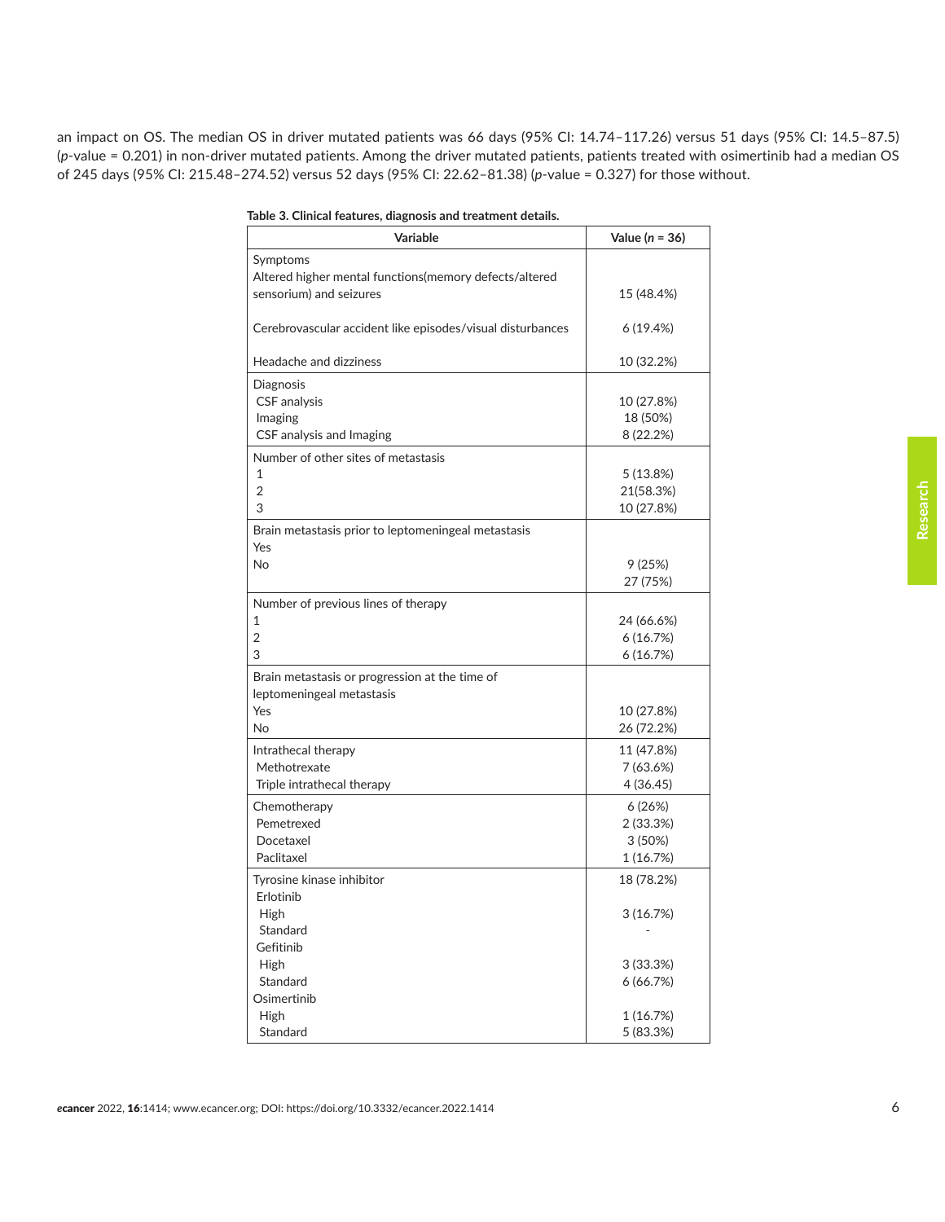an impact on OS. The median OS in driver mutated patients was 66 days (95% CI: 14.74–117.26) versus 51 days (95% CI: 14.5–87.5) (*p*-value = 0.201) in non-driver mutated patients. Among the driver mutated patients, patients treated with osimertinib had a median OS of 245 days (95% CI: 215.48–274.52) versus 52 days (95% CI: 22.62–81.38) (*p*-value = 0.327) for those without.

**Table 3. Clinical features, diagnosis and treatment details.**

| Variable | Value (*n* = 36) |
|---|---|
| Symptoms | |
| Altered higher mental functions(memory defects/altered sensorium) and seizures | 15 (48.4%) |
| Cerebrovascular accident like episodes/visual disturbances | 6 (19.4%) |
| Headache and dizziness | 10 (32.2%) |
| Diagnosis | |
| CSF analysis | 10 (27.8%) |
| Imaging | 18 (50%) |
| CSF analysis and Imaging | 8 (22.2%) |
| Number of other sites of metastasis | |
| 1 | 5 (13.8%) |
| 2 | 21(58.3%) |
| 3 | 10 (27.8%) |
| Brain metastasis prior to leptomeningeal metastasis | |
| Yes | 9 (25%) |
| No | 27 (75%) |
| Number of previous lines of therapy | |
| 1 | 24 (66.6%) |
| 2 | 6 (16.7%) |
| 3 | 6 (16.7%) |
| Brain metastasis or progression at the time of leptomeningeal metastasis | |
| Yes | 10 (27.8%) |
| No | 26 (72.2%) |
| Intrathecal therapy | 11 (47.8%) |
| Methotrexate | 7 (63.6%) |
| Triple intrathecal therapy | 4 (36.45) |
| Chemotherapy | 6 (26%) |
| Pemetrexed | 2 (33.3%) |
| Docetaxel | 3 (50%) |
| Paclitaxel | 1 (16.7%) |
| Tyrosine kinase inhibitor | 18 (78.2%) |
| Erlotinib | |
| High | 3 (16.7%) |
| Standard | - |
| Gefitinib | |
| High | 3 (33.3%) |
| Standard | 6 (66.7%) |
| Osimertinib | |
| High | 1 (16.7%) |
| Standard | 5 (83.3%) |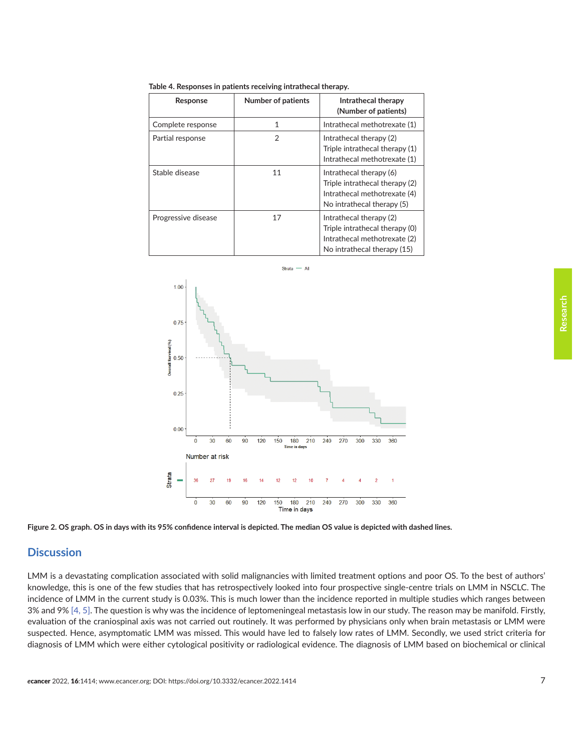**Table 4. Responses in patients receiving intrathecal therapy.**

| Response | Number of patients | Intrathecal therapy (Number of patients) |
|---|---|---|
| Complete response | 1 | Intrathecal methotrexate (1) |
| Partial response | 2 | Intrathecal therapy (2)<br>Triple intrathecal therapy (1)<br>Intrathecal methotrexate (1) |
| Stable disease | 11 | Intrathecal therapy (6)<br>Triple intrathecal therapy (2)<br>Intrathecal methotrexate (4)<br>No intrathecal therapy (5) |
| Progressive disease | 17 | Intrathecal therapy (2)<br>Triple intrathecal therapy (0)<br>Intrathecal methotrexate (2)<br>No intrathecal therapy (15) |

**Figure 2. OS graph. OS in days with its 95% confidence interval is depicted. The median OS value is depicted with dashed lines.**

## Discussion

LMM is a devastating complication associated with solid malignancies with limited treatment options and poor OS. To the best of authors' knowledge, this is one of the few studies that has retrospectively looked into four prospective single-centre trials on LMM in NSCLC. The incidence of LMM in the current study is 0.03%. This is much lower than the incidence reported in multiple studies which ranges between 3% and 9% [4, 5]. The question is why was the incidence of leptomeningeal metastasis low in our study. The reason may be manifold. Firstly, evaluation of the craniospinal axis was not carried out routinely. It was performed by physicians only when brain metastasis or LMM were suspected. Hence, asymptomatic LMM was missed. This would have led to falsely low rates of LMM. Secondly, we used strict criteria for diagnosis of LMM which were either cytological positivity or radiological evidence. The diagnosis of LMM based on biochemical or clinical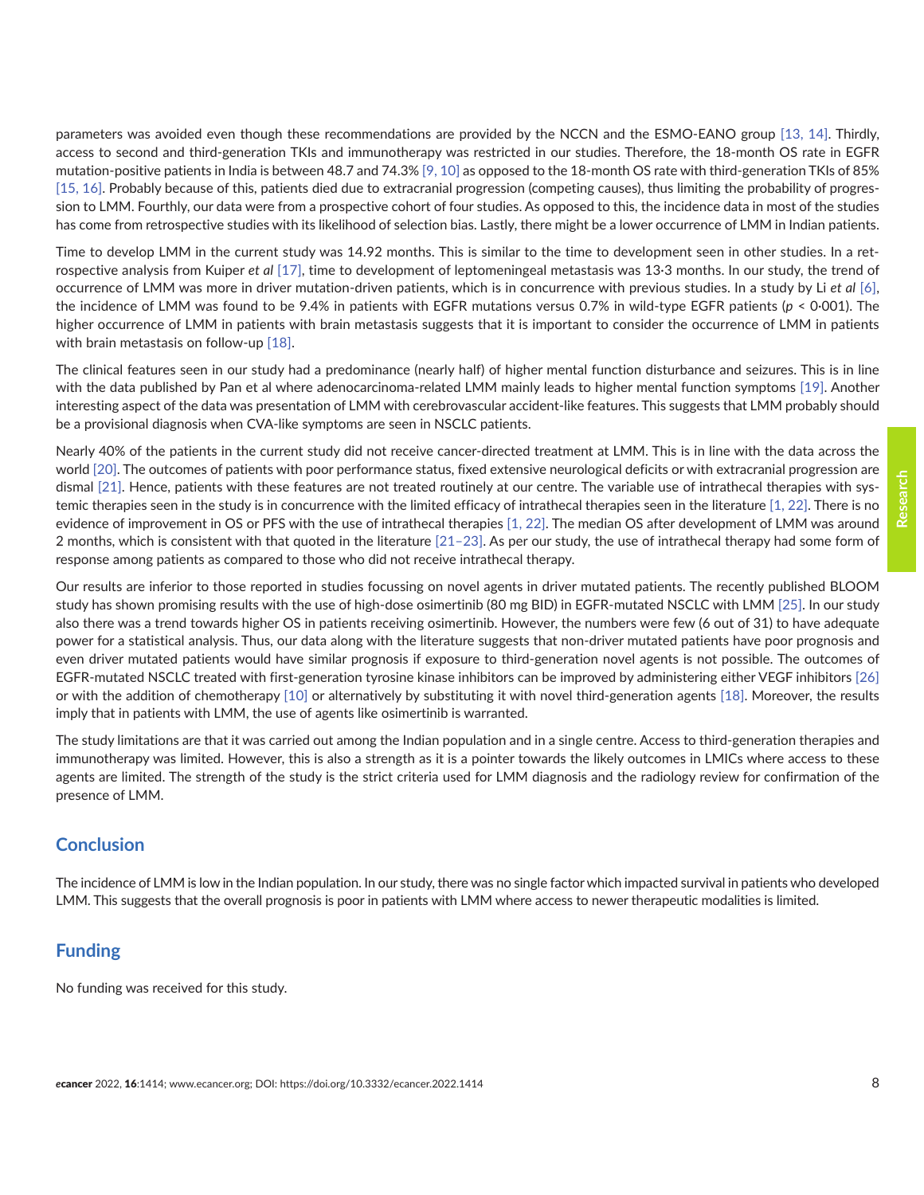parameters was avoided even though these recommendations are provided by the NCCN and the ESMO-EANO group [13, 14]. Thirdly, access to second and third-generation TKIs and immunotherapy was restricted in our studies. Therefore, the 18-month OS rate in EGFR mutation-positive patients in India is between 48.7 and 74.3% [9, 10] as opposed to the 18-month OS rate with third-generation TKIs of 85% [15, 16]. Probably because of this, patients died due to extracranial progression (competing causes), thus limiting the probability of progression to LMM. Fourthly, our data were from a prospective cohort of four studies. As opposed to this, the incidence data in most of the studies has come from retrospective studies with its likelihood of selection bias. Lastly, there might be a lower occurrence of LMM in Indian patients.

Time to develop LMM in the current study was 14.92 months. This is similar to the time to development seen in other studies. In a retrospective analysis from Kuiper *et al* [17], time to development of leptomeningeal metastasis was 13·3 months. In our study, the trend of occurrence of LMM was more in driver mutation-driven patients, which is in concurrence with previous studies. In a study by Li *et al* [6], the incidence of LMM was found to be 9.4% in patients with EGFR mutations versus 0.7% in wild-type EGFR patients ($p < 0{\cdot}001$). The higher occurrence of LMM in patients with brain metastasis suggests that it is important to consider the occurrence of LMM in patients with brain metastasis on follow-up [18].

The clinical features seen in our study had a predominance (nearly half) of higher mental function disturbance and seizures. This is in line with the data published by Pan et al where adenocarcinoma-related LMM mainly leads to higher mental function symptoms [19]. Another interesting aspect of the data was presentation of LMM with cerebrovascular accident-like features. This suggests that LMM probably should be a provisional diagnosis when CVA-like symptoms are seen in NSCLC patients.

Nearly 40% of the patients in the current study did not receive cancer-directed treatment at LMM. This is in line with the data across the world [20]. The outcomes of patients with poor performance status, fixed extensive neurological deficits or with extracranial progression are dismal [21]. Hence, patients with these features are not treated routinely at our centre. The variable use of intrathecal therapies with systemic therapies seen in the study is in concurrence with the limited efficacy of intrathecal therapies seen in the literature [1, 22]. There is no evidence of improvement in OS or PFS with the use of intrathecal therapies [1, 22]. The median OS after development of LMM was around 2 months, which is consistent with that quoted in the literature [21–23]. As per our study, the use of intrathecal therapy had some form of response among patients as compared to those who did not receive intrathecal therapy.

Our results are inferior to those reported in studies focussing on novel agents in driver mutated patients. The recently published BLOOM study has shown promising results with the use of high-dose osimertinib (80 mg BID) in EGFR-mutated NSCLC with LMM [25]. In our study also there was a trend towards higher OS in patients receiving osimertinib. However, the numbers were few (6 out of 31) to have adequate power for a statistical analysis. Thus, our data along with the literature suggests that non-driver mutated patients have poor prognosis and even driver mutated patients would have similar prognosis if exposure to third-generation novel agents is not possible. The outcomes of EGFR-mutated NSCLC treated with first-generation tyrosine kinase inhibitors can be improved by administering either VEGF inhibitors [26] or with the addition of chemotherapy [10] or alternatively by substituting it with novel third-generation agents [18]. Moreover, the results imply that in patients with LMM, the use of agents like osimertinib is warranted.

The study limitations are that it was carried out among the Indian population and in a single centre. Access to third-generation therapies and immunotherapy was limited. However, this is also a strength as it is a pointer towards the likely outcomes in LMICs where access to these agents are limited. The strength of the study is the strict criteria used for LMM diagnosis and the radiology review for confirmation of the presence of LMM.

## Conclusion

The incidence of LMM is low in the Indian population. In our study, there was no single factor which impacted survival in patients who developed LMM. This suggests that the overall prognosis is poor in patients with LMM where access to newer therapeutic modalities is limited.

## Funding

No funding was received for this study.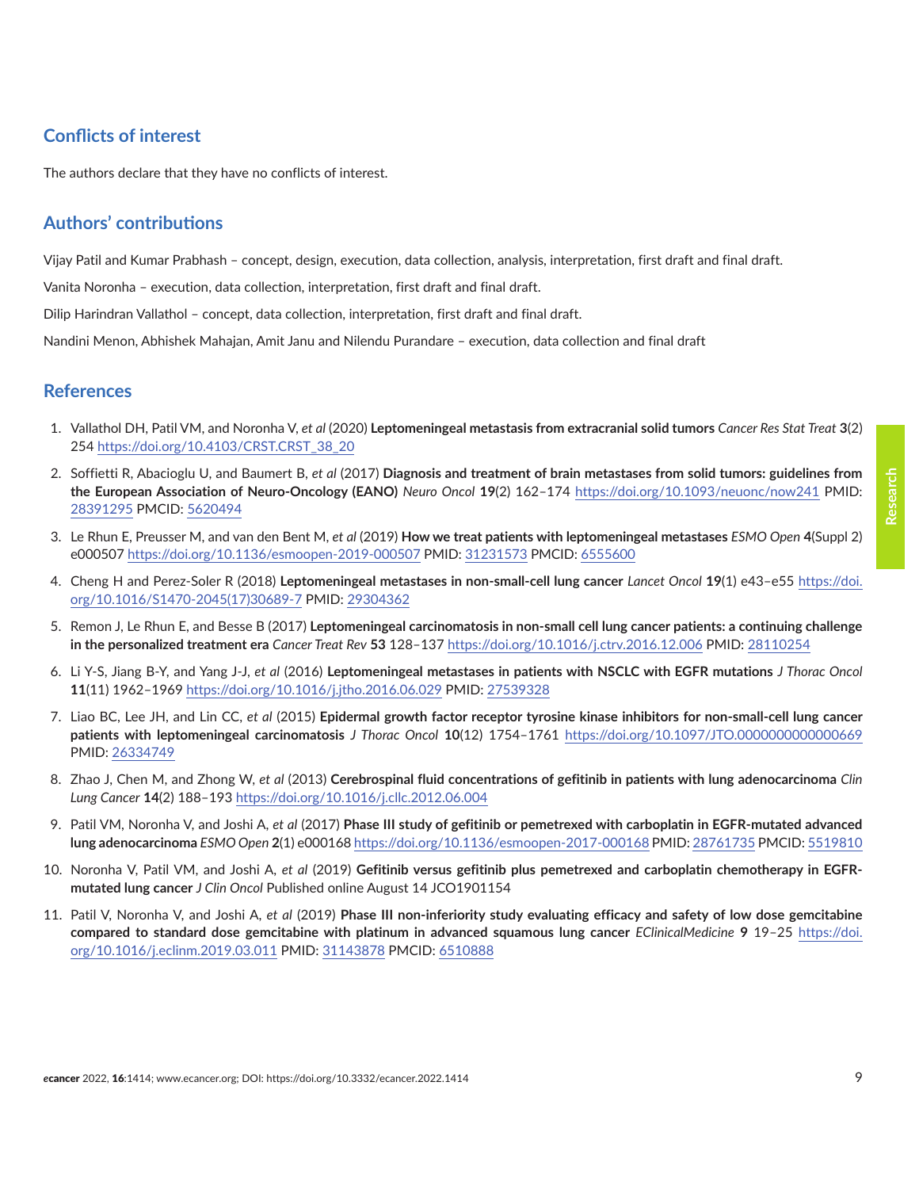## Conflicts of interest

The authors declare that they have no conflicts of interest.

## Authors' contributions

Vijay Patil and Kumar Prabhash – concept, design, execution, data collection, analysis, interpretation, first draft and final draft.

Vanita Noronha – execution, data collection, interpretation, first draft and final draft.

Dilip Harindran Vallathol – concept, data collection, interpretation, first draft and final draft.

Nandini Menon, Abhishek Mahajan, Amit Janu and Nilendu Purandare – execution, data collection and final draft

## References

1. Vallathol DH, Patil VM, and Noronha V, *et al* (2020) **Leptomeningeal metastasis from extracranial solid tumors** *Cancer Res Stat Treat* **3**(2) 254 https://doi.org/10.4103/CRST.CRST_38_20
2. Soffietti R, Abacioglu U, and Baumert B, *et al* (2017) **Diagnosis and treatment of brain metastases from solid tumors: guidelines from the European Association of Neuro-Oncology (EANO)** *Neuro Oncol* **19**(2) 162–174 https://doi.org/10.1093/neuonc/now241 PMID: 28391295 PMCID: 5620494
3. Le Rhun E, Preusser M, and van den Bent M, *et al* (2019) **How we treat patients with leptomeningeal metastases** *ESMO Open* **4**(Suppl 2) e000507 https://doi.org/10.1136/esmoopen-2019-000507 PMID: 31231573 PMCID: 6555600
4. Cheng H and Perez-Soler R (2018) **Leptomeningeal metastases in non-small-cell lung cancer** *Lancet Oncol* **19**(1) e43–e55 https://doi.org/10.1016/S1470-2045(17)30689-7 PMID: 29304362
5. Remon J, Le Rhun E, and Besse B (2017) **Leptomeningeal carcinomatosis in non-small cell lung cancer patients: a continuing challenge in the personalized treatment era** *Cancer Treat Rev* **53** 128–137 https://doi.org/10.1016/j.ctrv.2016.12.006 PMID: 28110254
6. Li Y-S, Jiang B-Y, and Yang J-J, *et al* (2016) **Leptomeningeal metastases in patients with NSCLC with EGFR mutations** *J Thorac Oncol* **11**(11) 1962–1969 https://doi.org/10.1016/j.jtho.2016.06.029 PMID: 27539328
7. Liao BC, Lee JH, and Lin CC, *et al* (2015) **Epidermal growth factor receptor tyrosine kinase inhibitors for non-small-cell lung cancer patients with leptomeningeal carcinomatosis** *J Thorac Oncol* **10**(12) 1754–1761 https://doi.org/10.1097/JTO.0000000000000669 PMID: 26334749
8. Zhao J, Chen M, and Zhong W, *et al* (2013) **Cerebrospinal fluid concentrations of gefitinib in patients with lung adenocarcinoma** *Clin Lung Cancer* **14**(2) 188–193 https://doi.org/10.1016/j.cllc.2012.06.004
9. Patil VM, Noronha V, and Joshi A, *et al* (2017) **Phase III study of gefitinib or pemetrexed with carboplatin in EGFR-mutated advanced lung adenocarcinoma** *ESMO Open* **2**(1) e000168 https://doi.org/10.1136/esmoopen-2017-000168 PMID: 28761735 PMCID: 5519810
10. Noronha V, Patil VM, and Joshi A, *et al* (2019) **Gefitinib versus gefitinib plus pemetrexed and carboplatin chemotherapy in EGFR-mutated lung cancer** *J Clin Oncol* Published online August 14 JCO1901154
11. Patil V, Noronha V, and Joshi A, *et al* (2019) **Phase III non-inferiority study evaluating efficacy and safety of low dose gemcitabine compared to standard dose gemcitabine with platinum in advanced squamous lung cancer** *EClinicalMedicine* **9** 19–25 https://doi.org/10.1016/j.eclinm.2019.03.011 PMID: 31143878 PMCID: 6510888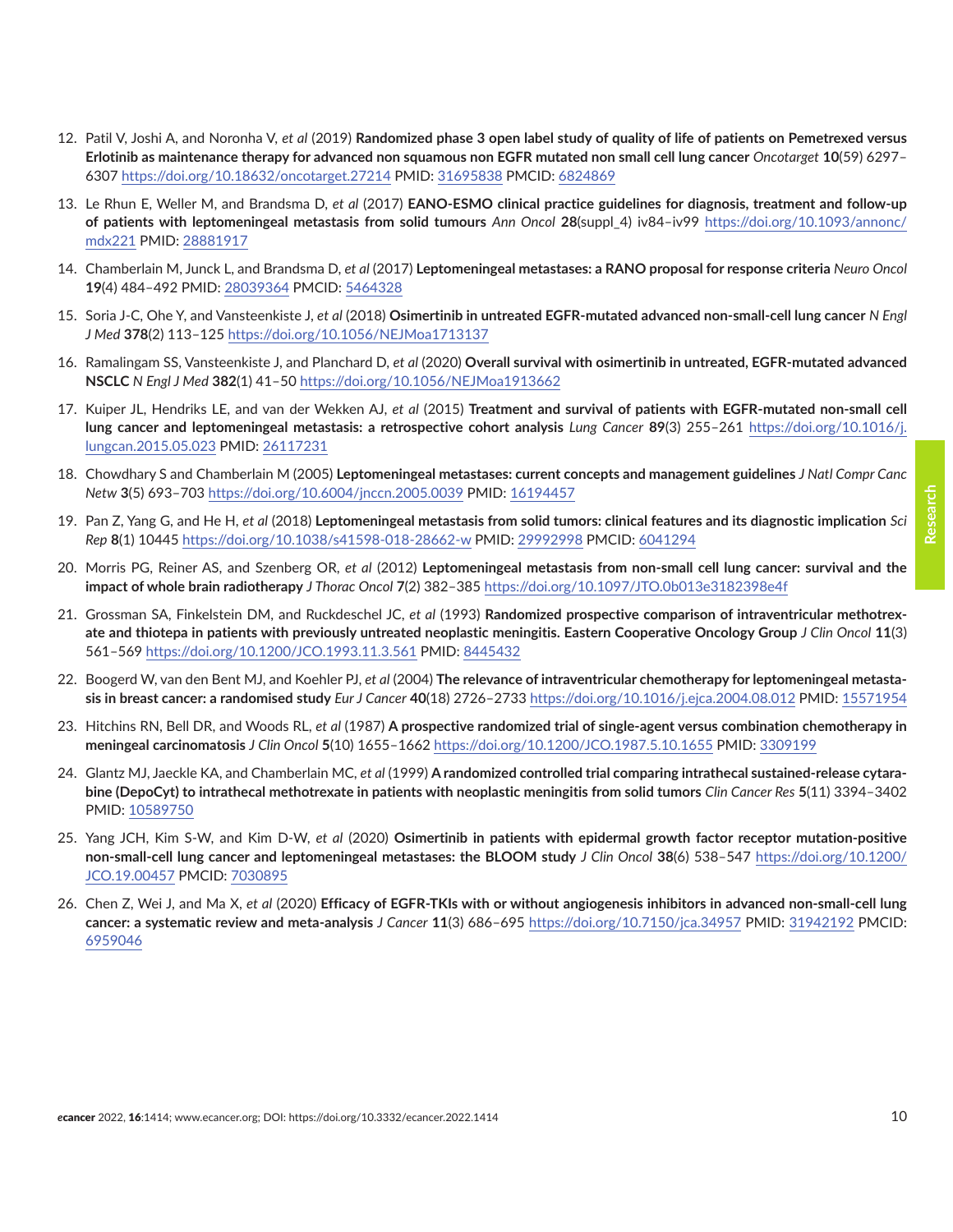12. Patil V, Joshi A, and Noronha V, *et al* (2019) **Randomized phase 3 open label study of quality of life of patients on Pemetrexed versus Erlotinib as maintenance therapy for advanced non squamous non EGFR mutated non small cell lung cancer** *Oncotarget* **10**(59) 6297–6307 https://doi.org/10.18632/oncotarget.27214 PMID: 31695838 PMCID: 6824869

13. Le Rhun E, Weller M, and Brandsma D, *et al* (2017) **EANO-ESMO clinical practice guidelines for diagnosis, treatment and follow-up of patients with leptomeningeal metastasis from solid tumours** *Ann Oncol* **28**(suppl_4) iv84–iv99 https://doi.org/10.1093/annonc/mdx221 PMID: 28881917

14. Chamberlain M, Junck L, and Brandsma D, *et al* (2017) **Leptomeningeal metastases: a RANO proposal for response criteria** *Neuro Oncol* **19**(4) 484–492 PMID: 28039364 PMCID: 5464328

15. Soria J-C, Ohe Y, and Vansteenkiste J, *et al* (2018) **Osimertinib in untreated EGFR-mutated advanced non-small-cell lung cancer** *N Engl J Med* **378**(2) 113–125 https://doi.org/10.1056/NEJMoa1713137

16. Ramalingam SS, Vansteenkiste J, and Planchard D, *et al* (2020) **Overall survival with osimertinib in untreated, EGFR-mutated advanced NSCLC** *N Engl J Med* **382**(1) 41–50 https://doi.org/10.1056/NEJMoa1913662

17. Kuiper JL, Hendriks LE, and van der Wekken AJ, *et al* (2015) **Treatment and survival of patients with EGFR-mutated non-small cell lung cancer and leptomeningeal metastasis: a retrospective cohort analysis** *Lung Cancer* **89**(3) 255–261 https://doi.org/10.1016/j.lungcan.2015.05.023 PMID: 26117231

18. Chowdhary S and Chamberlain M (2005) **Leptomeningeal metastases: current concepts and management guidelines** *J Natl Compr Canc Netw* **3**(5) 693–703 https://doi.org/10.6004/jnccn.2005.0039 PMID: 16194457

19. Pan Z, Yang G, and He H, *et al* (2018) **Leptomeningeal metastasis from solid tumors: clinical features and its diagnostic implication** *Sci Rep* **8**(1) 10445 https://doi.org/10.1038/s41598-018-28662-w PMID: 29992998 PMCID: 6041294

20. Morris PG, Reiner AS, and Szenberg OR, *et al* (2012) **Leptomeningeal metastasis from non-small cell lung cancer: survival and the impact of whole brain radiotherapy** *J Thorac Oncol* **7**(2) 382–385 https://doi.org/10.1097/JTO.0b013e3182398e4f

21. Grossman SA, Finkelstein DM, and Ruckdeschel JC, *et al* (1993) **Randomized prospective comparison of intraventricular methotrexate and thiotepa in patients with previously untreated neoplastic meningitis. Eastern Cooperative Oncology Group** *J Clin Oncol* **11**(3) 561–569 https://doi.org/10.1200/JCO.1993.11.3.561 PMID: 8445432

22. Boogerd W, van den Bent MJ, and Koehler PJ, *et al* (2004) **The relevance of intraventricular chemotherapy for leptomeningeal metastasis in breast cancer: a randomised study** *Eur J Cancer* **40**(18) 2726–2733 https://doi.org/10.1016/j.ejca.2004.08.012 PMID: 15571954

23. Hitchins RN, Bell DR, and Woods RL, *et al* (1987) **A prospective randomized trial of single-agent versus combination chemotherapy in meningeal carcinomatosis** *J Clin Oncol* **5**(10) 1655–1662 https://doi.org/10.1200/JCO.1987.5.10.1655 PMID: 3309199

24. Glantz MJ, Jaeckle KA, and Chamberlain MC, *et al* (1999) **A randomized controlled trial comparing intrathecal sustained-release cytarabine (DepoCyt) to intrathecal methotrexate in patients with neoplastic meningitis from solid tumors** *Clin Cancer Res* **5**(11) 3394–3402 PMID: 10589750

25. Yang JCH, Kim S-W, and Kim D-W, *et al* (2020) **Osimertinib in patients with epidermal growth factor receptor mutation-positive non-small-cell lung cancer and leptomeningeal metastases: the BLOOM study** *J Clin Oncol* **38**(6) 538–547 https://doi.org/10.1200/JCO.19.00457 PMCID: 7030895

26. Chen Z, Wei J, and Ma X, *et al* (2020) **Efficacy of EGFR-TKIs with or without angiogenesis inhibitors in advanced non-small-cell lung cancer: a systematic review and meta-analysis** *J Cancer* **11**(3) 686–695 https://doi.org/10.7150/jca.34957 PMID: 31942192 PMCID: 6959046